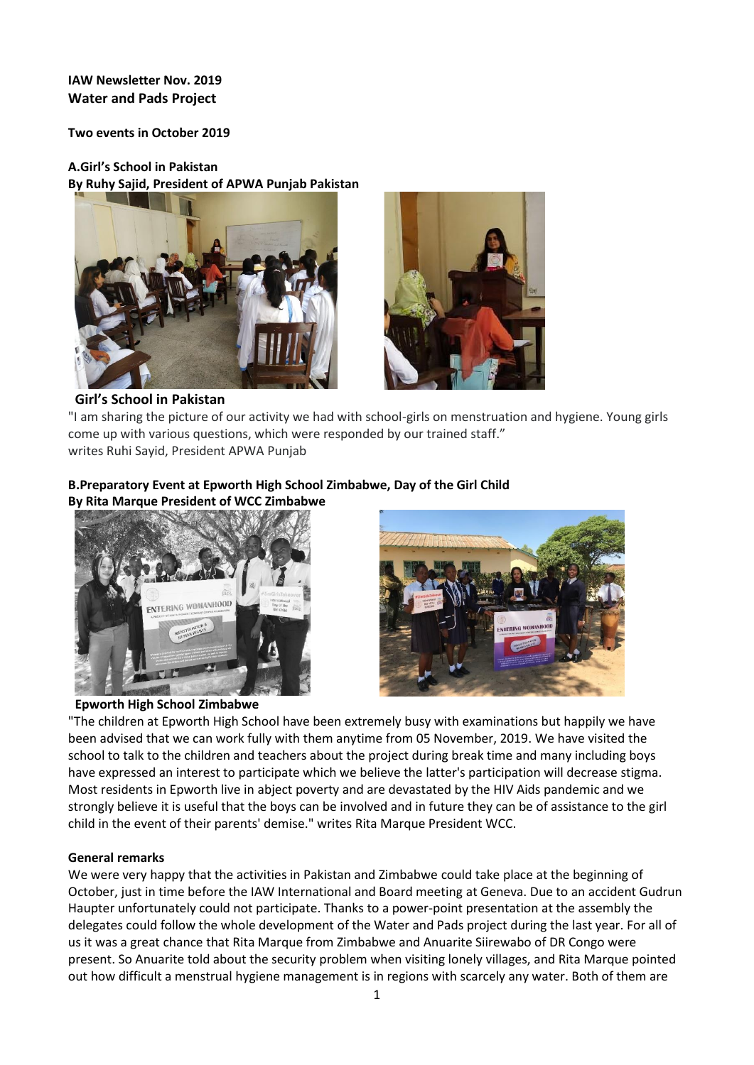**IAW Newsletter Nov. 2019**
**Water and Pads Project**

**Two events in October 2019**

**A.Girl's School in Pakistan**
**By Ruhy Sajid, President of APWA Punjab Pakistan**

**Girl's School in Pakistan**

"I am sharing the picture of our activity we had with school-girls on menstruation and hygiene. Young girls come up with various questions, which were responded by our trained staff." writes Ruhi Sayid, President APWA Punjab

**B.Preparatory Event at Epworth High School Zimbabwe, Day of the Girl Child**
**By Rita Marque President of WCC Zimbabwe**

**Epworth High School Zimbabwe**

"The children at Epworth High School have been extremely busy with examinations but happily we have been advised that we can work fully with them anytime from 05 November, 2019. We have visited the school to talk to the children and teachers about the project during break time and many including boys have expressed an interest to participate which we believe the latter's participation will decrease stigma. Most residents in Epworth live in abject poverty and are devastated by the HIV Aids pandemic and we strongly believe it is useful that the boys can be involved and in future they can be of assistance to the girl child in the event of their parents' demise." writes Rita Marque President WCC.

**General remarks**

We were very happy that the activities in Pakistan and Zimbabwe could take place at the beginning of October, just in time before the IAW International and Board meeting at Geneva. Due to an accident Gudrun Haupter unfortunately could not participate. Thanks to a power-point presentation at the assembly the delegates could follow the whole development of the Water and Pads project during the last year. For all of us it was a great chance that Rita Marque from Zimbabwe and Anuarite Siirewabo of DR Congo were present. So Anuarite told about the security problem when visiting lonely villages, and Rita Marque pointed out how difficult a menstrual hygiene management is in regions with scarcely any water. Both of them are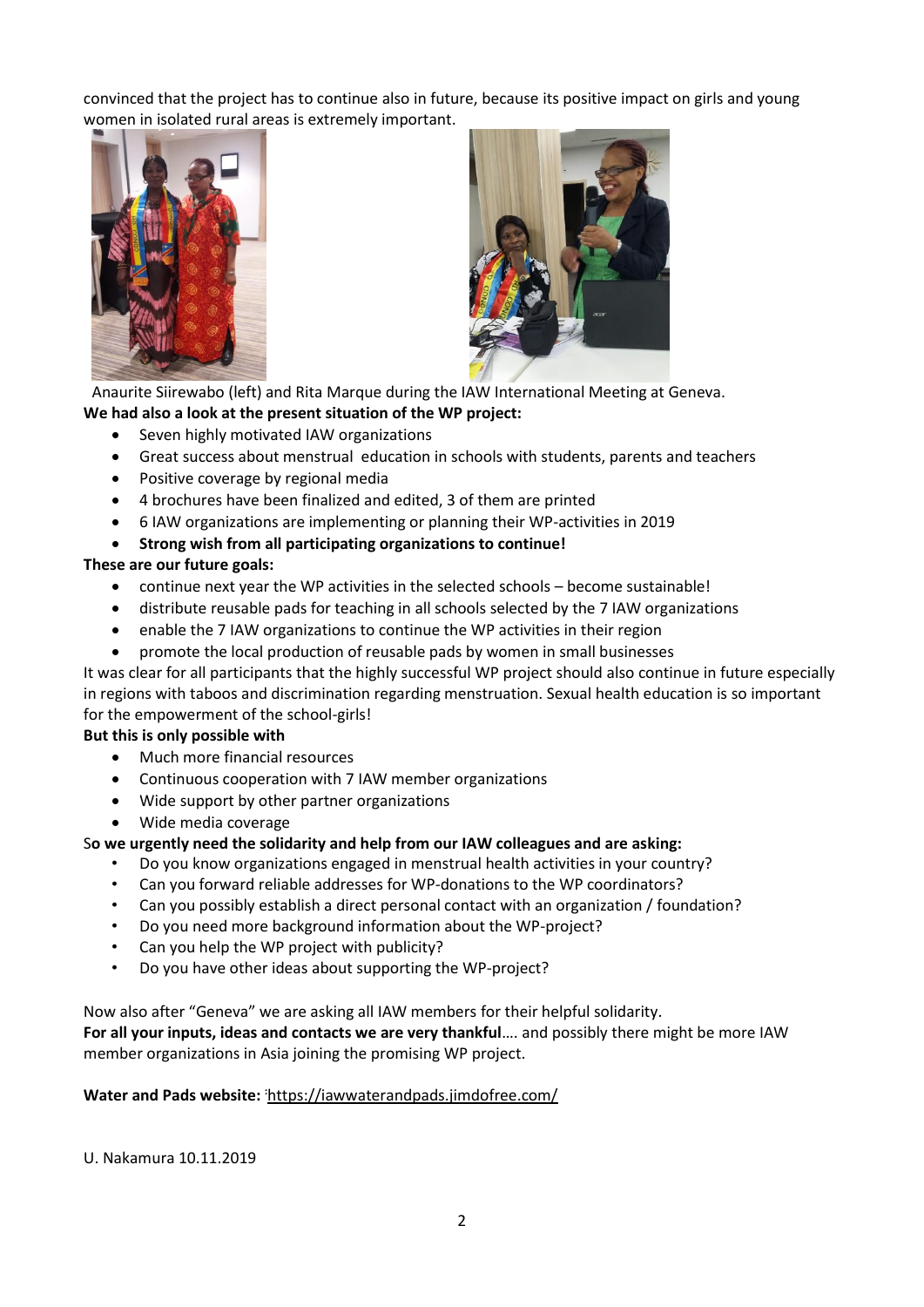convinced that the project has to continue also in future, because its positive impact on girls and young women in isolated rural areas is extremely important.

Anaurite Siirewabo (left) and Rita Marque during the IAW International Meeting at Geneva.

**We had also a look at the present situation of the WP project:**

- Seven highly motivated IAW organizations
- Great success about menstrual education in schools with students, parents and teachers
- Positive coverage by regional media
- 4 brochures have been finalized and edited, 3 of them are printed
- 6 IAW organizations are implementing or planning their WP-activities in 2019
- **Strong wish from all participating organizations to continue!**

**These are our future goals:**

- continue next year the WP activities in the selected schools – become sustainable!
- distribute reusable pads for teaching in all schools selected by the 7 IAW organizations
- enable the 7 IAW organizations to continue the WP activities in their region
- promote the local production of reusable pads by women in small businesses

It was clear for all participants that the highly successful WP project should also continue in future especially in regions with taboos and discrimination regarding menstruation. Sexual health education is so important for the empowerment of the school-girls!

**But this is only possible with**

- Much more financial resources
- Continuous cooperation with 7 IAW member organizations
- Wide support by other partner organizations
- Wide media coverage

S**o we urgently need the solidarity and help from our IAW colleagues and are asking:**

- Do you know organizations engaged in menstrual health activities in your country?
- Can you forward reliable addresses for WP-donations to the WP coordinators?
- Can you possibly establish a direct personal contact with an organization / foundation?
- Do you need more background information about the WP-project?
- Can you help the WP project with publicity?
- Do you have other ideas about supporting the WP-project?

Now also after "Geneva" we are asking all IAW members for their helpful solidarity.
**For all your inputs, ideas and contacts we are very thankful**…. and possibly there might be more IAW member organizations in Asia joining the promising WP project.

**Water and Pads website:** https://iawwaterandpads.jimdofree.com/

U. Nakamura 10.11.2019